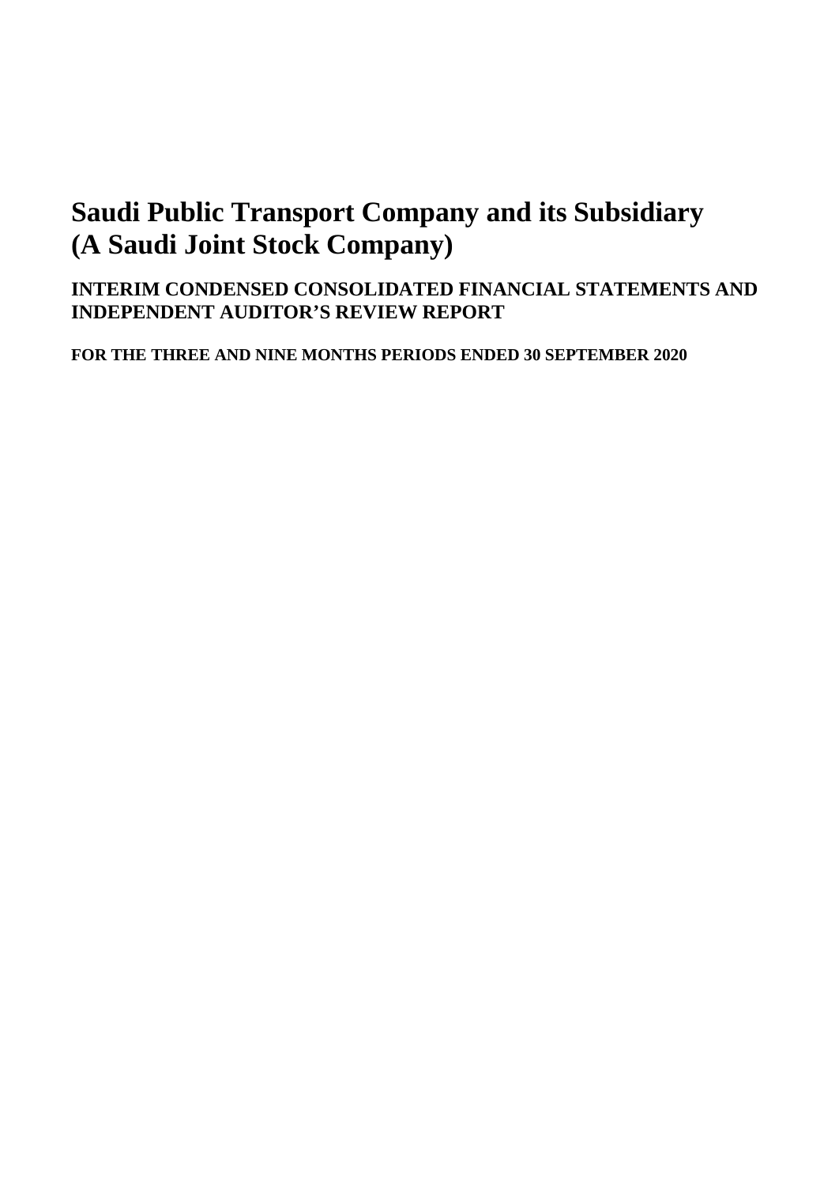# Saudi Public Transport Company and its Subsidiary
# (A Saudi Joint Stock Company)

## INTERIM CONDENSED CONSOLIDATED FINANCIAL STATEMENTS AND INDEPENDENT AUDITOR'S REVIEW REPORT

**FOR THE THREE AND NINE MONTHS PERIODS ENDED 30 SEPTEMBER 2020**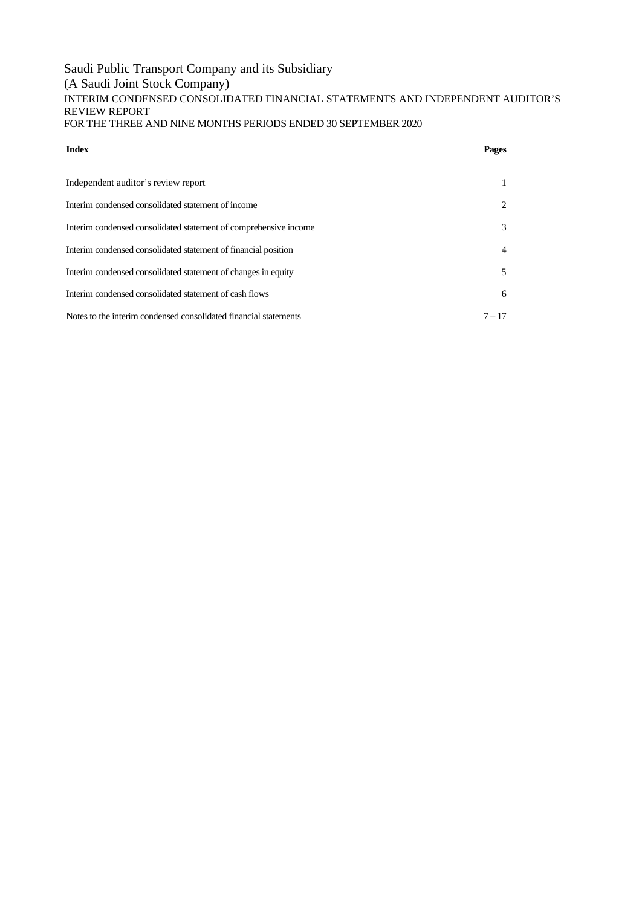# Saudi Public Transport Company and its Subsidiary

(A Saudi Joint Stock Company)

INTERIM CONDENSED CONSOLIDATED FINANCIAL STATEMENTS AND INDEPENDENT AUDITOR'S REVIEW REPORT

FOR THE THREE AND NINE MONTHS PERIODS ENDED 30 SEPTEMBER 2020

| **Index** | **Pages** |
|---|---|
| Independent auditor's review report | 1 |
| Interim condensed consolidated statement of income | 2 |
| Interim condensed consolidated statement of comprehensive income | 3 |
| Interim condensed consolidated statement of financial position | 4 |
| Interim condensed consolidated statement of changes in equity | 5 |
| Interim condensed consolidated statement of cash flows | 6 |
| Notes to the interim condensed consolidated financial statements | 7 – 17 |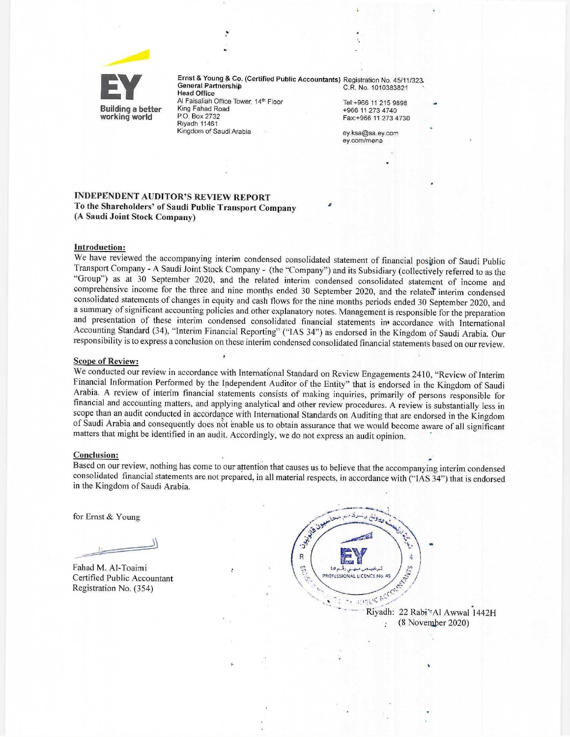Ernst & Young & Co. (Certified Public Accountants)
General Partnership
Head Office
Al Faisaliah Office Tower, 14th Floor
King Fahad Road
P.O. Box 2732
Riyadh 11461
Kingdom of Saudi Arabia

Registration No. 45/11/323
C.R. No. 1010383821

Tel:+966 11 215 9898
+966 11 273 4740
Fax:+966 11 273 4730

ey.ksa@sa.ey.com
ey.com/mena

**INDEPENDENT AUDITOR'S REVIEW REPORT**
**To the Shareholders' of Saudi Public Transport Company**
**(A Saudi Joint Stock Company)**

**Introduction:**

We have reviewed the accompanying interim condensed consolidated statement of financial position of Saudi Public Transport Company - A Saudi Joint Stock Company - (the "Company") and its Subsidiary (collectively referred to as the "Group") as at 30 September 2020, and the related interim condensed consolidated statement of income and comprehensive income for the three and nine months ended 30 September 2020, and the related interim condensed consolidated statements of changes in equity and cash flows for the nine months periods ended 30 September 2020, and a summary of significant accounting policies and other explanatory notes. Management is responsible for the preparation and presentation of these interim condensed consolidated financial statements in accordance with International Accounting Standard (34), "Interim Financial Reporting" ("IAS 34") as endorsed in the Kingdom of Saudi Arabia. Our responsibility is to express a conclusion on these interim condensed consolidated financial statements based on our review.

**Scope of Review:**

We conducted our review in accordance with International Standard on Review Engagements 2410, "Review of Interim Financial Information Performed by the Independent Auditor of the Entity" that is endorsed in the Kingdom of Saudi Arabia. A review of interim financial statements consists of making inquiries, primarily of persons responsible for financial and accounting matters, and applying analytical and other review procedures. A review is substantially less in scope than an audit conducted in accordance with International Standards on Auditing that are endorsed in the Kingdom of Saudi Arabia and consequently does not enable us to obtain assurance that we would become aware of all significant matters that might be identified in an audit. Accordingly, we do not express an audit opinion.

**Conclusion:**

Based on our review, nothing has come to our attention that causes us to believe that the accompanying interim condensed consolidated financial statements are not prepared, in all material respects, in accordance with ("IAS 34") that is endorsed in the Kingdom of Saudi Arabia.

for Ernst & Young

Fahad M. Al-Toaimi
Certified Public Accountant
Registration No. (354)

Riyadh: 22 Rabi' Al Awwal 1442H
(8 November 2020)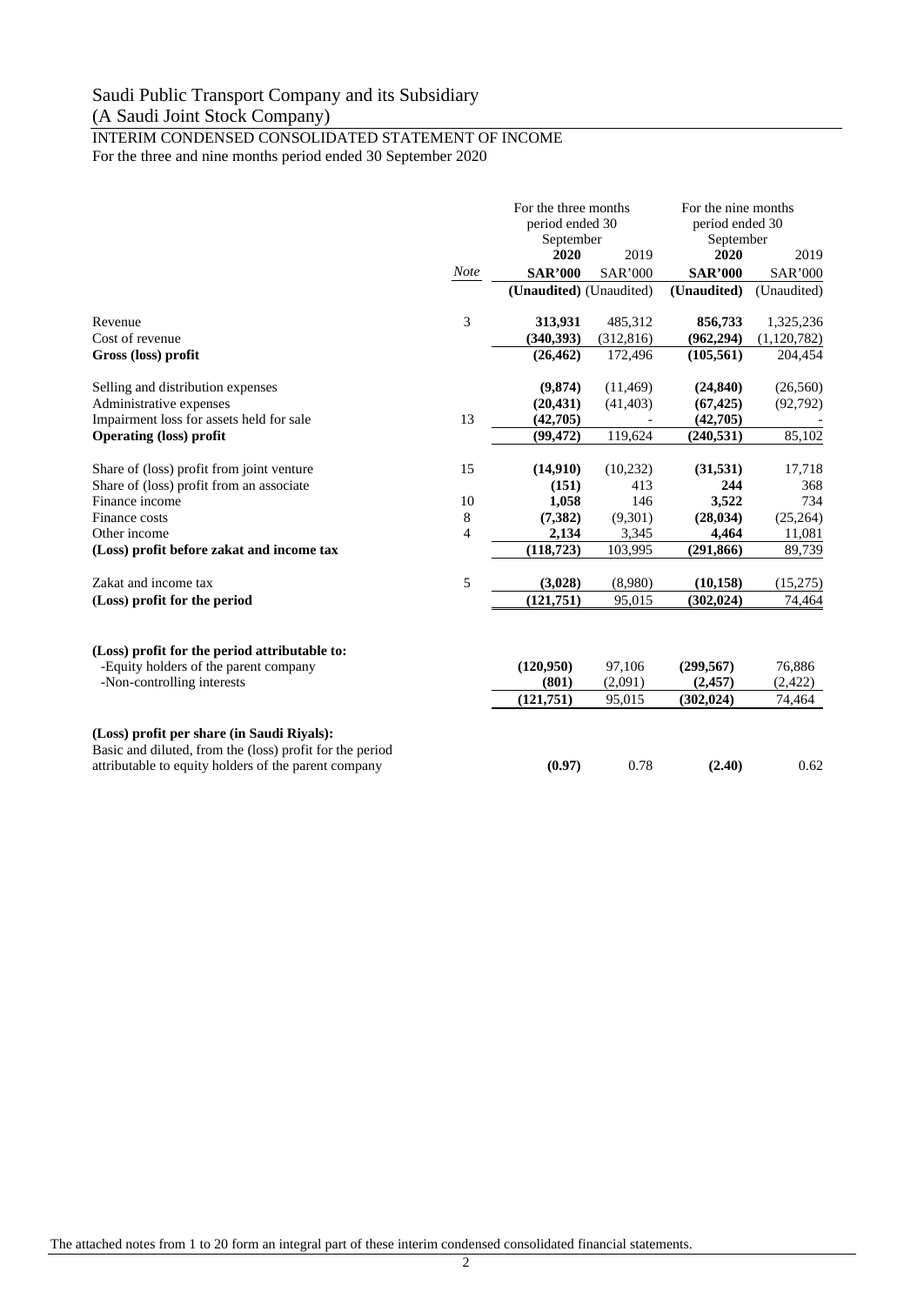# Saudi Public Transport Company and its Subsidiary

(A Saudi Joint Stock Company)

## INTERIM CONDENSED CONSOLIDATED STATEMENT OF INCOME

For the three and nine months period ended 30 September 2020

| | *Note* | For the three months period ended 30 September | | For the nine months period ended 30 September | |
|---|---|---|---|---|---|
| | | **2020** | 2019 | **2020** | 2019 |
| | | **SAR'000** | SAR'000 | **SAR'000** | SAR'000 |
| | | **(Unaudited)** | (Unaudited) | **(Unaudited)** | (Unaudited) |
| Revenue | 3 | **313,931** | 485,312 | **856,733** | 1,325,236 |
| Cost of revenue | | **(340,393)** | (312,816) | **(962,294)** | (1,120,782) |
| **Gross (loss) profit** | | **(26,462)** | 172,496 | **(105,561)** | 204,454 |
| Selling and distribution expenses | | **(9,874)** | (11,469) | **(24,840)** | (26,560) |
| Administrative expenses | | **(20,431)** | (41,403) | **(67,425)** | (92,792) |
| Impairment loss for assets held for sale | 13 | **(42,705)** | - | **(42,705)** | - |
| **Operating (loss) profit** | | **(99,472)** | 119,624 | **(240,531)** | 85,102 |
| Share of (loss) profit from joint venture | 15 | **(14,910)** | (10,232) | **(31,531)** | 17,718 |
| Share of (loss) profit from an associate | | **(151)** | 413 | **244** | 368 |
| Finance income | 10 | **1,058** | 146 | **3,522** | 734 |
| Finance costs | 8 | **(7,382)** | (9,301) | **(28,034)** | (25,264) |
| Other income | 4 | **2,134** | 3,345 | **4,464** | 11,081 |
| **(Loss) profit before zakat and income tax** | | **(118,723)** | 103,995 | **(291,866)** | 89,739 |
| Zakat and income tax | 5 | **(3,028)** | (8,980) | **(10,158)** | (15,275) |
| **(Loss) profit for the period** | | **(121,751)** | 95,015 | **(302,024)** | 74,464 |
| **(Loss) profit for the period attributable to:** | | | | | |
| -Equity holders of the parent company | | **(120,950)** | 97,106 | **(299,567)** | 76,886 |
| -Non-controlling interests | | **(801)** | (2,091) | **(2,457)** | (2,422) |
| | | **(121,751)** | 95,015 | **(302,024)** | 74,464 |
| **(Loss) profit per share (in Saudi Riyals):** | | | | | |
| Basic and diluted, from the (loss) profit for the period attributable to equity holders of the parent company | | **(0.97)** | 0.78 | **(2.40)** | 0.62 |

The attached notes from 1 to 20 form an integral part of these interim condensed consolidated financial statements.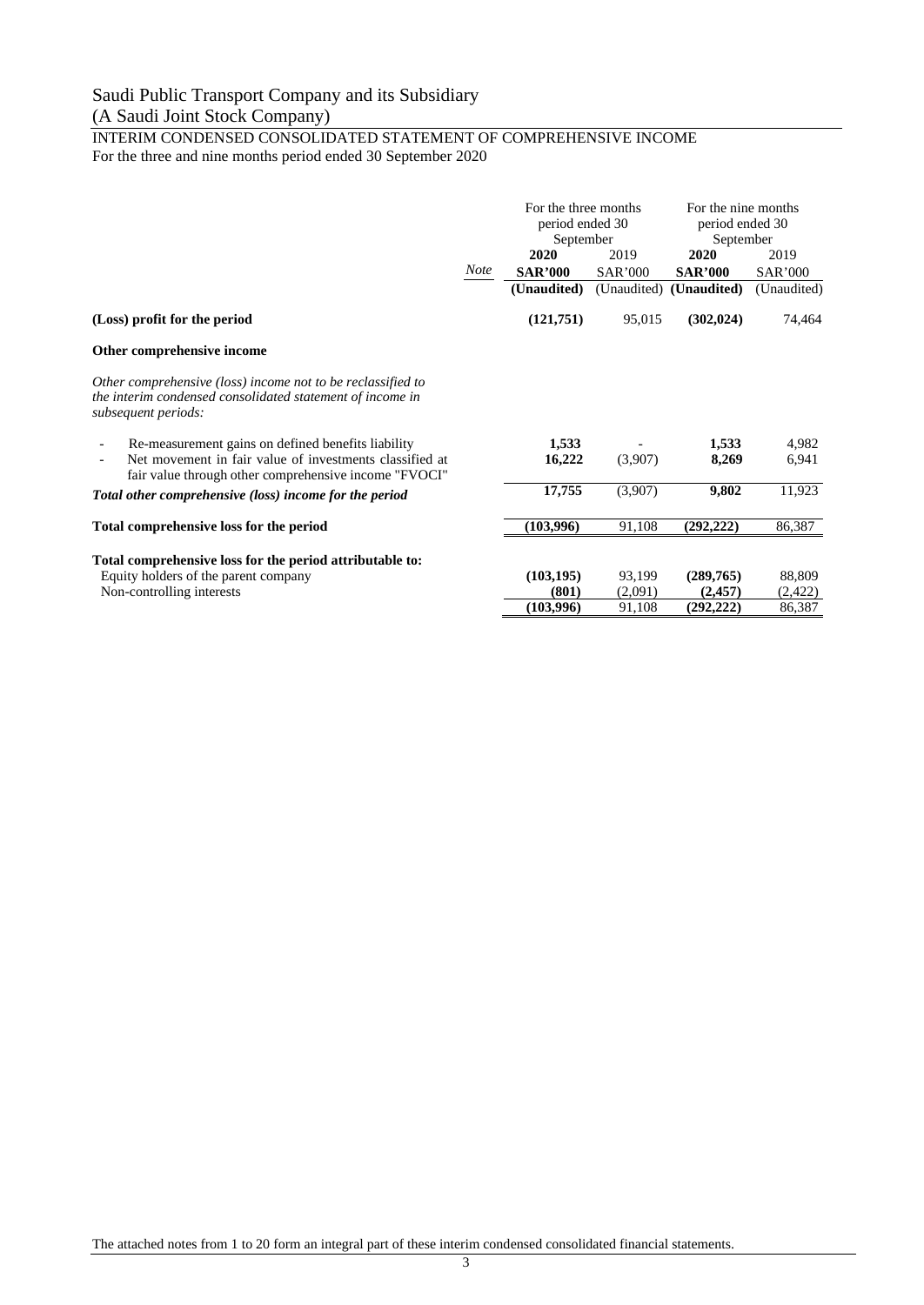# Saudi Public Transport Company and its Subsidiary

(A Saudi Joint Stock Company)

## INTERIM CONDENSED CONSOLIDATED STATEMENT OF COMPREHENSIVE INCOME

For the three and nine months period ended 30 September 2020

| | Note | For the three months period ended 30 September | | For the nine months period ended 30 September | |
|---|---|---|---|---|---|
| | | **2020** | 2019 | **2020** | 2019 |
| | | **SAR'000** | SAR'000 | **SAR'000** | SAR'000 |
| | | **(Unaudited)** | (Unaudited) | **(Unaudited)** | (Unaudited) |
| **(Loss) profit for the period** | | **(121,751)** | 95,015 | **(302,024)** | 74,464 |
| **Other comprehensive income** | | | | | |
| *Other comprehensive (loss) income not to be reclassified to the interim condensed consolidated statement of income in subsequent periods:* | | | | | |
| - Re-measurement gains on defined benefits liability | | **1,533** | - | **1,533** | 4,982 |
| - Net movement in fair value of investments classified at fair value through other comprehensive income "FVOCI" | | **16,222** | (3,907) | **8,269** | 6,941 |
| ***Total other comprehensive (loss) income for the period*** | | **17,755** | (3,907) | **9,802** | 11,923 |
| **Total comprehensive loss for the period** | | **(103,996)** | 91,108 | **(292,222)** | 86,387 |
| **Total comprehensive loss for the period attributable to:** | | | | | |
| Equity holders of the parent company | | **(103,195)** | 93,199 | **(289,765)** | 88,809 |
| Non-controlling interests | | **(801)** | (2,091) | **(2,457)** | (2,422) |
| | | **(103,996)** | 91,108 | **(292,222)** | 86,387 |

The attached notes from 1 to 20 form an integral part of these interim condensed consolidated financial statements.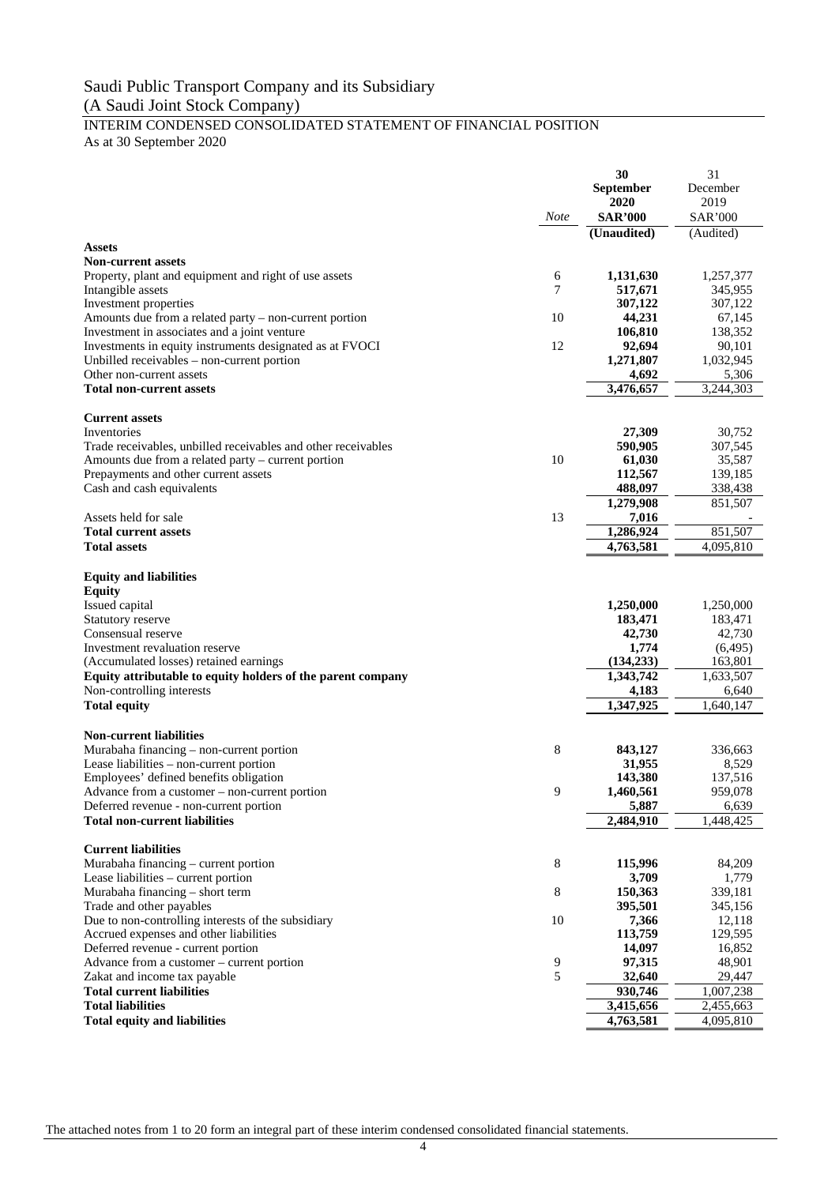# Saudi Public Transport Company and its Subsidiary

(A Saudi Joint Stock Company)

## INTERIM CONDENSED CONSOLIDATED STATEMENT OF FINANCIAL POSITION

As at 30 September 2020

| | *Note* | **30 September 2020 SAR'000** | 31 December 2019 SAR'000 |
|---|---|---|---|
| | | **(Unaudited)** | (Audited) |
| **Assets** | | | |
| **Non-current assets** | | | |
| Property, plant and equipment and right of use assets | 6 | **1,131,630** | 1,257,377 |
| Intangible assets | 7 | **517,671** | 345,955 |
| Investment properties | | **307,122** | 307,122 |
| Amounts due from a related party – non-current portion | 10 | **44,231** | 67,145 |
| Investment in associates and a joint venture | | **106,810** | 138,352 |
| Investments in equity instruments designated as at FVOCI | 12 | **92,694** | 90,101 |
| Unbilled receivables – non-current portion | | **1,271,807** | 1,032,945 |
| Other non-current assets | | **4,692** | 5,306 |
| **Total non-current assets** | | **3,476,657** | 3,244,303 |
| | | | |
| **Current assets** | | | |
| Inventories | | **27,309** | 30,752 |
| Trade receivables, unbilled receivables and other receivables | | **590,905** | 307,545 |
| Amounts due from a related party – current portion | 10 | **61,030** | 35,587 |
| Prepayments and other current assets | | **112,567** | 139,185 |
| Cash and cash equivalents | | **488,097** | 338,438 |
| | | **1,279,908** | 851,507 |
| Assets held for sale | 13 | **7,016** | - |
| **Total current assets** | | **1,286,924** | 851,507 |
| **Total assets** | | **4,763,581** | 4,095,810 |
| | | | |
| **Equity and liabilities** | | | |
| **Equity** | | | |
| Issued capital | | **1,250,000** | 1,250,000 |
| Statutory reserve | | **183,471** | 183,471 |
| Consensual reserve | | **42,730** | 42,730 |
| Investment revaluation reserve | | **1,774** | (6,495) |
| (Accumulated losses) retained earnings | | **(134,233)** | 163,801 |
| **Equity attributable to equity holders of the parent company** | | **1,343,742** | 1,633,507 |
| Non-controlling interests | | **4,183** | 6,640 |
| **Total equity** | | **1,347,925** | 1,640,147 |
| | | | |
| **Non-current liabilities** | | | |
| Murabaha financing – non-current portion | 8 | **843,127** | 336,663 |
| Lease liabilities – non-current portion | | **31,955** | 8,529 |
| Employees' defined benefits obligation | | **143,380** | 137,516 |
| Advance from a customer – non-current portion | 9 | **1,460,561** | 959,078 |
| Deferred revenue - non-current portion | | **5,887** | 6,639 |
| **Total non-current liabilities** | | **2,484,910** | 1,448,425 |
| | | | |
| **Current liabilities** | | | |
| Murabaha financing – current portion | 8 | **115,996** | 84,209 |
| Lease liabilities – current portion | | **3,709** | 1,779 |
| Murabaha financing – short term | 8 | **150,363** | 339,181 |
| Trade and other payables | | **395,501** | 345,156 |
| Due to non-controlling interests of the subsidiary | 10 | **7,366** | 12,118 |
| Accrued expenses and other liabilities | | **113,759** | 129,595 |
| Deferred revenue - current portion | | **14,097** | 16,852 |
| Advance from a customer – current portion | 9 | **97,315** | 48,901 |
| Zakat and income tax payable | 5 | **32,640** | 29,447 |
| **Total current liabilities** | | **930,746** | 1,007,238 |
| **Total liabilities** | | **3,415,656** | 2,455,663 |
| **Total equity and liabilities** | | **4,763,581** | 4,095,810 |

The attached notes from 1 to 20 form an integral part of these interim condensed consolidated financial statements.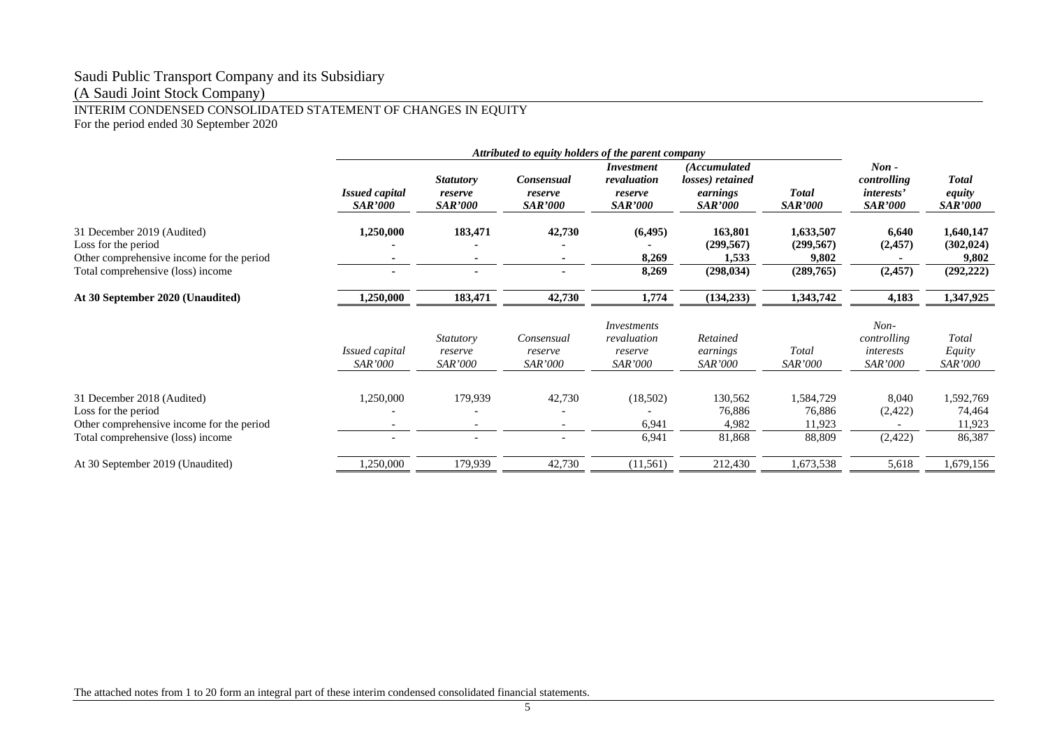Saudi Public Transport Company and its Subsidiary

(A Saudi Joint Stock Company)

INTERIM CONDENSED CONSOLIDATED STATEMENT OF CHANGES IN EQUITY

For the period ended 30 September 2020

| | *Attributed to equity holders of the parent company* | | | | | | | |
|---|---|---|---|---|---|---|---|---|
| | ***Issued capital SAR'000*** | ***Statutory reserve SAR'000*** | ***Consensual reserve SAR'000*** | ***Investment revaluation reserve SAR'000*** | ***(Accumulated losses) retained earnings SAR'000*** | ***Total SAR'000*** | ***Non - controlling interests' SAR'000*** | ***Total equity SAR'000*** |
| 31 December 2019 (Audited) | **1,250,000** | **183,471** | **42,730** | **(6,495)** | **163,801** | **1,633,507** | **6,640** | **1,640,147** |
| Loss for the period | **-** | **-** | **-** | **-** | **(299,567)** | **(299,567)** | **(2,457)** | **(302,024)** |
| Other comprehensive income for the period | **-** | **-** | **-** | **8,269** | **1,533** | **9,802** | **-** | **9,802** |
| Total comprehensive (loss) income | **-** | **-** | **-** | **8,269** | **(298,034)** | **(289,765)** | **(2,457)** | **(292,222)** |
| **At 30 September 2020 (Unaudited)** | **1,250,000** | **183,471** | **42,730** | **1,774** | **(134,233)** | **1,343,742** | **4,183** | **1,347,925** |

| | *Issued capital SAR'000* | *Statutory reserve SAR'000* | *Consensual reserve SAR'000* | *Investments revaluation reserve SAR'000* | *Retained earnings SAR'000* | *Total SAR'000* | *Non-controlling interests SAR'000* | *Total Equity SAR'000* |
|---|---|---|---|---|---|---|---|---|
| 31 December 2018 (Audited) | 1,250,000 | 179,939 | 42,730 | (18,502) | 130,562 | 1,584,729 | 8,040 | 1,592,769 |
| Loss for the period | - | - | - | - | 76,886 | 76,886 | (2,422) | 74,464 |
| Other comprehensive income for the period | - | - | - | 6,941 | 4,982 | 11,923 | - | 11,923 |
| Total comprehensive (loss) income | - | - | - | 6,941 | 81,868 | 88,809 | (2,422) | 86,387 |
| At 30 September 2019 (Unaudited) | 1,250,000 | 179,939 | 42,730 | (11,561) | 212,430 | 1,673,538 | 5,618 | 1,679,156 |

The attached notes from 1 to 20 form an integral part of these interim condensed consolidated financial statements.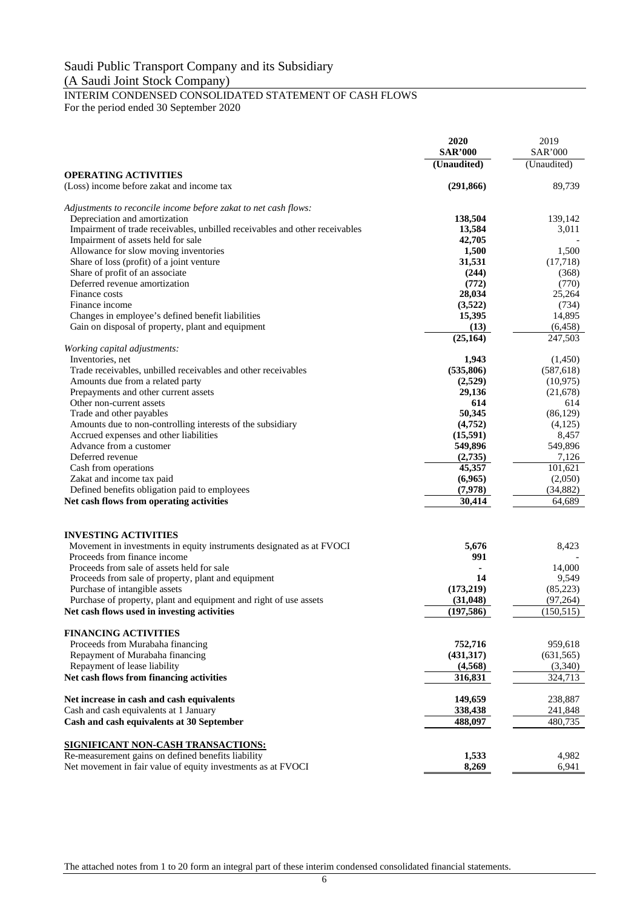Saudi Public Transport Company and its Subsidiary
(A Saudi Joint Stock Company)

INTERIM CONDENSED CONSOLIDATED STATEMENT OF CASH FLOWS
For the period ended 30 September 2020

| | **2020** | 2019 |
|---|---|---|
| | **SAR'000** | SAR'000 |
| | **(Unaudited)** | (Unaudited) |
| **OPERATING ACTIVITIES** | | |
| (Loss) income before zakat and income tax | **(291,866)** | 89,739 |
| *Adjustments to reconcile income before zakat to net cash flows:* | | |
| Depreciation and amortization | **138,504** | 139,142 |
| Impairment of trade receivables, unbilled receivables and other receivables | **13,584** | 3,011 |
| Impairment of assets held for sale | **42,705** | - |
| Allowance for slow moving inventories | **1,500** | 1,500 |
| Share of loss (profit) of a joint venture | **31,531** | (17,718) |
| Share of profit of an associate | **(244)** | (368) |
| Deferred revenue amortization | **(772)** | (770) |
| Finance costs | **28,034** | 25,264 |
| Finance income | **(3,522)** | (734) |
| Changes in employee's defined benefit liabilities | **15,395** | 14,895 |
| Gain on disposal of property, plant and equipment | **(13)** | (6,458) |
| | **(25,164)** | 247,503 |
| *Working capital adjustments:* | | |
| Inventories, net | **1,943** | (1,450) |
| Trade receivables, unbilled receivables and other receivables | **(535,806)** | (587,618) |
| Amounts due from a related party | **(2,529)** | (10,975) |
| Prepayments and other current assets | **29,136** | (21,678) |
| Other non-current assets | **614** | 614 |
| Trade and other payables | **50,345** | (86,129) |
| Amounts due to non-controlling interests of the subsidiary | **(4,752)** | (4,125) |
| Accrued expenses and other liabilities | **(15,591)** | 8,457 |
| Advance from a customer | **549,896** | 549,896 |
| Deferred revenue | **(2,735)** | 7,126 |
| Cash from operations | **45,357** | 101,621 |
| Zakat and income tax paid | **(6,965)** | (2,050) |
| Defined benefits obligation paid to employees | **(7,978)** | (34,882) |
| **Net cash flows from operating activities** | **30,414** | 64,689 |
| **INVESTING ACTIVITIES** | | |
| Movement in investments in equity instruments designated as at FVOCI | **5,676** | 8,423 |
| Proceeds from finance income | **991** | - |
| Proceeds from sale of assets held for sale | **-** | 14,000 |
| Proceeds from sale of property, plant and equipment | **14** | 9,549 |
| Purchase of intangible assets | **(173,219)** | (85,223) |
| Purchase of property, plant and equipment and right of use assets | **(31,048)** | (97,264) |
| **Net cash flows used in investing activities** | **(197,586)** | (150,515) |
| **FINANCING ACTIVITIES** | | |
| Proceeds from Murabaha financing | **752,716** | 959,618 |
| Repayment of Murabaha financing | **(431,317)** | (631,565) |
| Repayment of lease liability | **(4,568)** | (3,340) |
| **Net cash flows from financing activities** | **316,831** | 324,713 |
| **Net increase in cash and cash equivalents** | **149,659** | 238,887 |
| Cash and cash equivalents at 1 January | **338,438** | 241,848 |
| **Cash and cash equivalents at 30 September** | **488,097** | 480,735 |
| **SIGNIFICANT NON-CASH TRANSACTIONS:** | | |
| Re-measurement gains on defined benefits liability | **1,533** | 4,982 |
| Net movement in fair value of equity investments as at FVOCI | **8,269** | 6,941 |

The attached notes from 1 to 20 form an integral part of these interim condensed consolidated financial statements.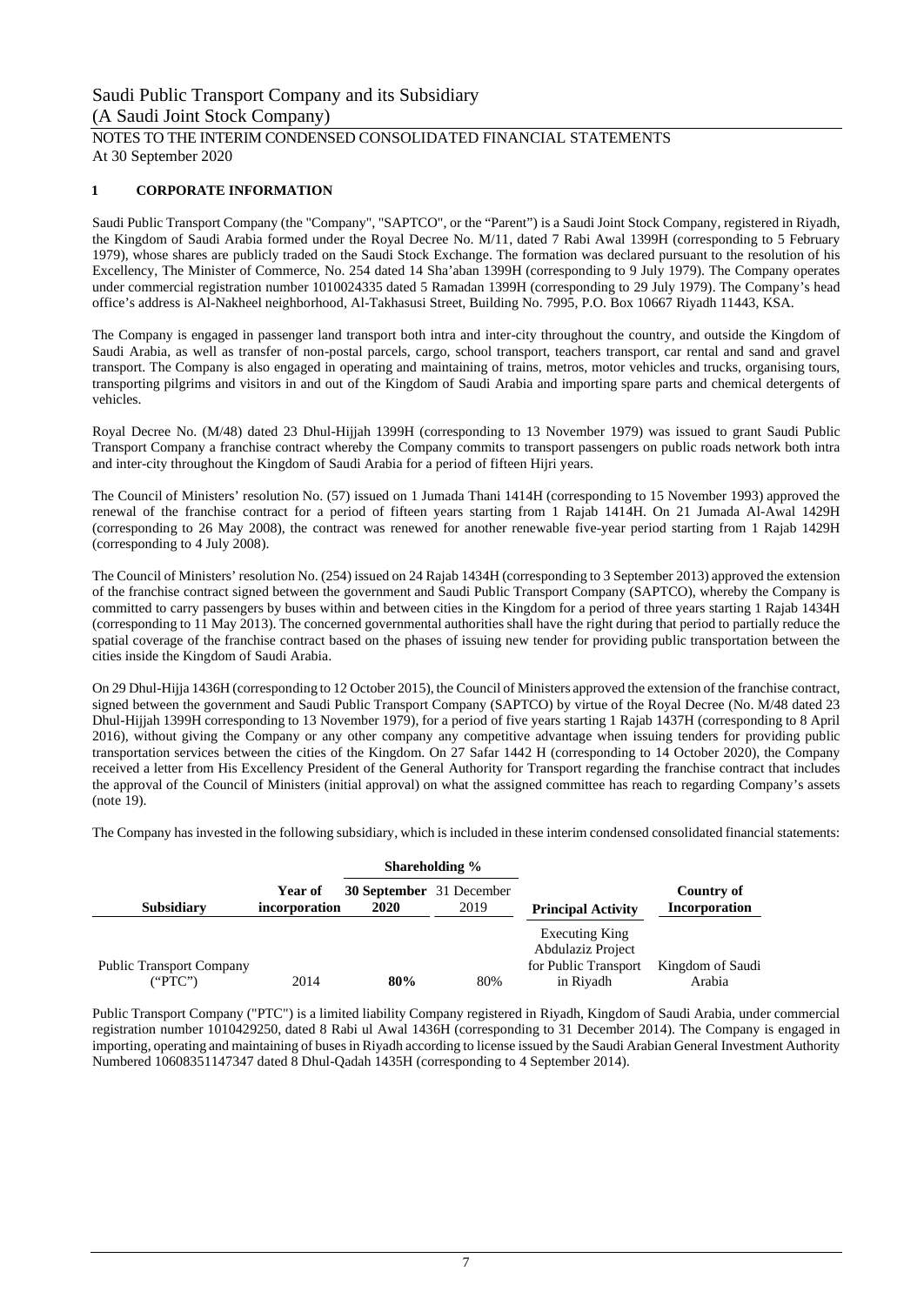Saudi Public Transport Company and its Subsidiary
(A Saudi Joint Stock Company)

NOTES TO THE INTERIM CONDENSED CONSOLIDATED FINANCIAL STATEMENTS
At 30 September 2020

## 1 CORPORATE INFORMATION

Saudi Public Transport Company (the "Company", "SAPTCO", or the "Parent") is a Saudi Joint Stock Company, registered in Riyadh, the Kingdom of Saudi Arabia formed under the Royal Decree No. M/11, dated 7 Rabi Awal 1399H (corresponding to 5 February 1979), whose shares are publicly traded on the Saudi Stock Exchange. The formation was declared pursuant to the resolution of his Excellency, The Minister of Commerce, No. 254 dated 14 Sha'aban 1399H (corresponding to 9 July 1979). The Company operates under commercial registration number 1010024335 dated 5 Ramadan 1399H (corresponding to 29 July 1979). The Company's head office's address is Al-Nakheel neighborhood, Al-Takhasusi Street, Building No. 7995, P.O. Box 10667 Riyadh 11443, KSA.

The Company is engaged in passenger land transport both intra and inter-city throughout the country, and outside the Kingdom of Saudi Arabia, as well as transfer of non-postal parcels, cargo, school transport, teachers transport, car rental and sand and gravel transport. The Company is also engaged in operating and maintaining of trains, metros, motor vehicles and trucks, organising tours, transporting pilgrims and visitors in and out of the Kingdom of Saudi Arabia and importing spare parts and chemical detergents of vehicles.

Royal Decree No. (M/48) dated 23 Dhul-Hijjah 1399H (corresponding to 13 November 1979) was issued to grant Saudi Public Transport Company a franchise contract whereby the Company commits to transport passengers on public roads network both intra and inter-city throughout the Kingdom of Saudi Arabia for a period of fifteen Hijri years.

The Council of Ministers' resolution No. (57) issued on 1 Jumada Thani 1414H (corresponding to 15 November 1993) approved the renewal of the franchise contract for a period of fifteen years starting from 1 Rajab 1414H. On 21 Jumada Al-Awal 1429H (corresponding to 26 May 2008), the contract was renewed for another renewable five-year period starting from 1 Rajab 1429H (corresponding to 4 July 2008).

The Council of Ministers' resolution No. (254) issued on 24 Rajab 1434H (corresponding to 3 September 2013) approved the extension of the franchise contract signed between the government and Saudi Public Transport Company (SAPTCO), whereby the Company is committed to carry passengers by buses within and between cities in the Kingdom for a period of three years starting 1 Rajab 1434H (corresponding to 11 May 2013). The concerned governmental authorities shall have the right during that period to partially reduce the spatial coverage of the franchise contract based on the phases of issuing new tender for providing public transportation between the cities inside the Kingdom of Saudi Arabia.

On 29 Dhul-Hijja 1436H (corresponding to 12 October 2015), the Council of Ministers approved the extension of the franchise contract, signed between the government and Saudi Public Transport Company (SAPTCO) by virtue of the Royal Decree (No. M/48 dated 23 Dhul-Hijjah 1399H corresponding to 13 November 1979), for a period of five years starting 1 Rajab 1437H (corresponding to 8 April 2016), without giving the Company or any other company any competitive advantage when issuing tenders for providing public transportation services between the cities of the Kingdom. On 27 Safar 1442 H (corresponding to 14 October 2020), the Company received a letter from His Excellency President of the General Authority for Transport regarding the franchise contract that includes the approval of the Council of Ministers (initial approval) on what the assigned committee has reach to regarding Company's assets (note 19).

The Company has invested in the following subsidiary, which is included in these interim condensed consolidated financial statements:

| Subsidiary | Year of incorporation | Shareholding % | | Principal Activity | Country of Incorporation |
|---|---|---|---|---|---|
| | | **30 September 2020** | 31 December 2019 | | |
| Public Transport Company ("PTC") | 2014 | **80%** | 80% | Executing King Abdulaziz Project for Public Transport in Riyadh | Kingdom of Saudi Arabia |

Public Transport Company ("PTC") is a limited liability Company registered in Riyadh, Kingdom of Saudi Arabia, under commercial registration number 1010429250, dated 8 Rabi ul Awal 1436H (corresponding to 31 December 2014). The Company is engaged in importing, operating and maintaining of buses in Riyadh according to license issued by the Saudi Arabian General Investment Authority Numbered 10608351147347 dated 8 Dhul-Qadah 1435H (corresponding to 4 September 2014).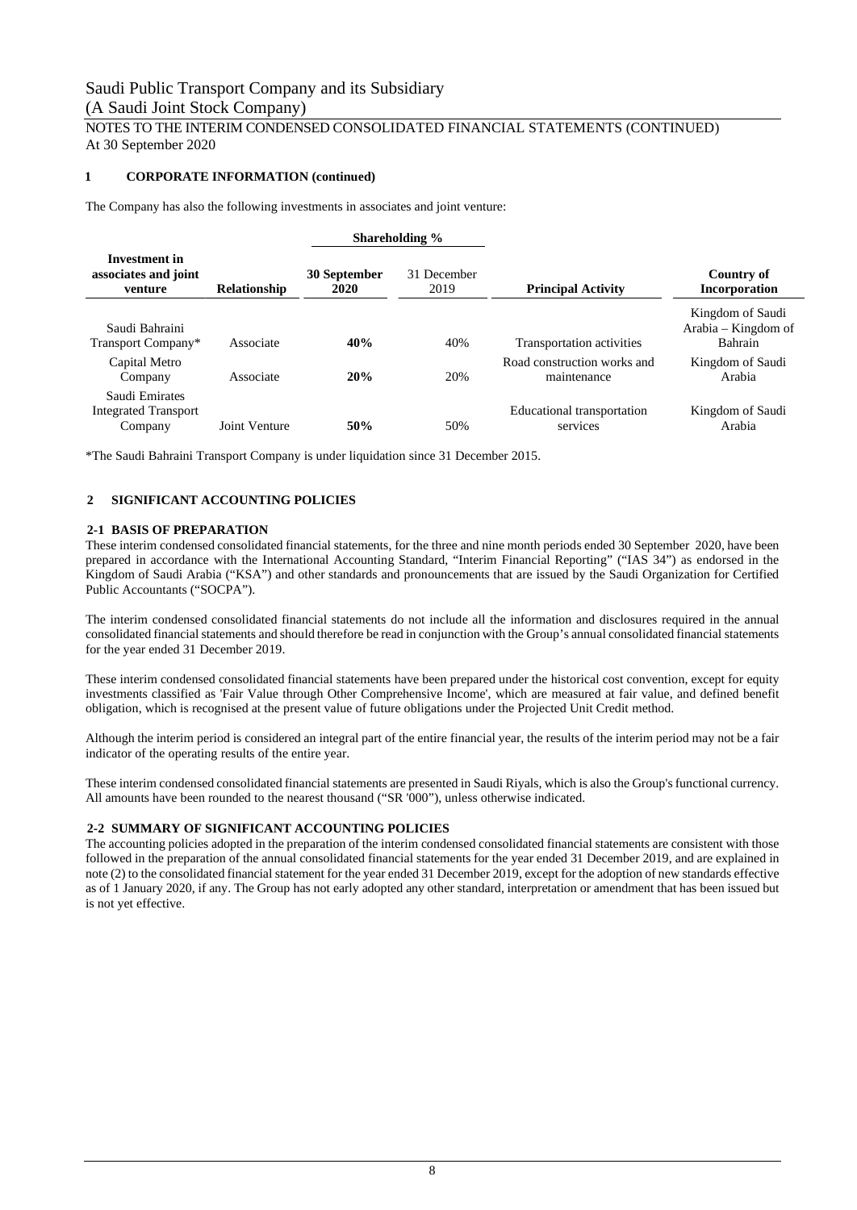## 1 CORPORATE INFORMATION (continued)

The Company has also the following investments in associates and joint venture:

| Investment in associates and joint venture | Relationship | Shareholding % | | Principal Activity | Country of Incorporation |
|---|---|---|---|---|---|
| | | **30 September 2020** | 31 December 2019 | | |
| Saudi Bahraini Transport Company* | Associate | **40%** | 40% | Transportation activities | Kingdom of Saudi Arabia – Kingdom of Bahrain |
| Capital Metro Company | Associate | **20%** | 20% | Road construction works and maintenance | Kingdom of Saudi Arabia |
| Saudi Emirates Integrated Transport Company | Joint Venture | **50%** | 50% | Educational transportation services | Kingdom of Saudi Arabia |

*The Saudi Bahraini Transport Company is under liquidation since 31 December 2015.

## 2 SIGNIFICANT ACCOUNTING POLICIES

### 2-1 BASIS OF PREPARATION

These interim condensed consolidated financial statements, for the three and nine month periods ended 30 September 2020, have been prepared in accordance with the International Accounting Standard, "Interim Financial Reporting" ("IAS 34") as endorsed in the Kingdom of Saudi Arabia ("KSA") and other standards and pronouncements that are issued by the Saudi Organization for Certified Public Accountants ("SOCPA").

The interim condensed consolidated financial statements do not include all the information and disclosures required in the annual consolidated financial statements and should therefore be read in conjunction with the Group's annual consolidated financial statements for the year ended 31 December 2019.

These interim condensed consolidated financial statements have been prepared under the historical cost convention, except for equity investments classified as 'Fair Value through Other Comprehensive Income', which are measured at fair value, and defined benefit obligation, which is recognised at the present value of future obligations under the Projected Unit Credit method.

Although the interim period is considered an integral part of the entire financial year, the results of the interim period may not be a fair indicator of the operating results of the entire year.

These interim condensed consolidated financial statements are presented in Saudi Riyals, which is also the Group's functional currency. All amounts have been rounded to the nearest thousand ("SR '000"), unless otherwise indicated.

### 2-2 SUMMARY OF SIGNIFICANT ACCOUNTING POLICIES

The accounting policies adopted in the preparation of the interim condensed consolidated financial statements are consistent with those followed in the preparation of the annual consolidated financial statements for the year ended 31 December 2019, and are explained in note (2) to the consolidated financial statement for the year ended 31 December 2019, except for the adoption of new standards effective as of 1 January 2020, if any. The Group has not early adopted any other standard, interpretation or amendment that has been issued but is not yet effective.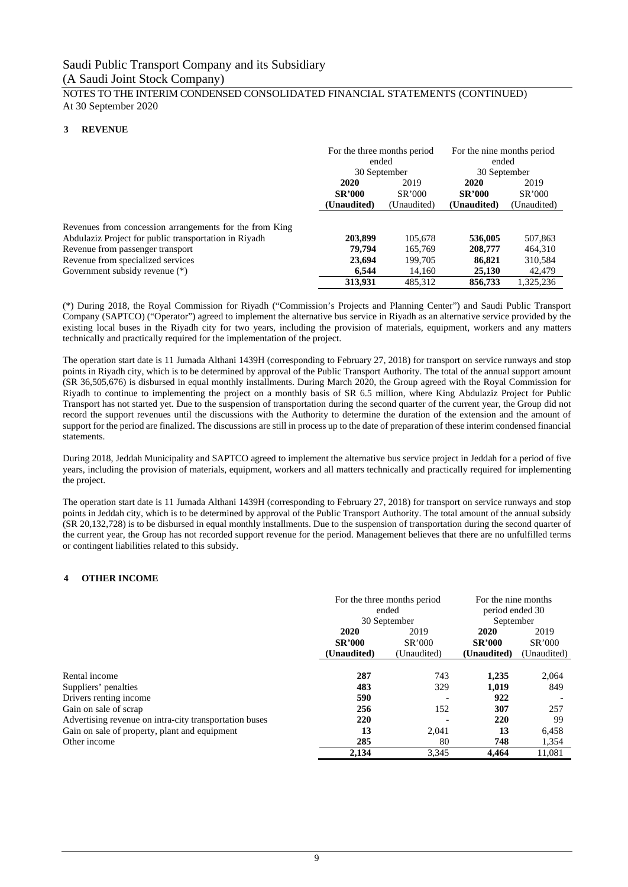Saudi Public Transport Company and its Subsidiary
(A Saudi Joint Stock Company)
NOTES TO THE INTERIM CONDENSED CONSOLIDATED FINANCIAL STATEMENTS (CONTINUED)
At 30 September 2020

## 3 REVENUE

| | For the three months period ended 30 September | | For the nine months period ended 30 September | |
|---|---|---|---|---|
| | **2020** | 2019 | **2020** | 2019 |
| | **SR'000** | SR'000 | **SR'000** | SR'000 |
| | **(Unaudited)** | (Unaudited) | **(Unaudited)** | (Unaudited) |
| Revenues from concession arrangements for the from King Abdulaziz Project for public transportation in Riyadh | **203,899** | 105,678 | **536,005** | 507,863 |
| Revenue from passenger transport | **79,794** | 165,769 | **208,777** | 464,310 |
| Revenue from specialized services | **23,694** | 199,705 | **86,821** | 310,584 |
| Government subsidy revenue (*) | **6,544** | 14,160 | **25,130** | 42,479 |
| | **313,931** | 485,312 | **856,733** | 1,325,236 |

(*) During 2018, the Royal Commission for Riyadh ("Commission's Projects and Planning Center") and Saudi Public Transport Company (SAPTCO) ("Operator") agreed to implement the alternative bus service in Riyadh as an alternative service provided by the existing local buses in the Riyadh city for two years, including the provision of materials, equipment, workers and any matters technically and practically required for the implementation of the project.

The operation start date is 11 Jumada Althani 1439H (corresponding to February 27, 2018) for transport on service runways and stop points in Riyadh city, which is to be determined by approval of the Public Transport Authority. The total of the annual support amount (SR 36,505,676) is disbursed in equal monthly installments. During March 2020, the Group agreed with the Royal Commission for Riyadh to continue to implementing the project on a monthly basis of SR 6.5 million, where King Abdulaziz Project for Public Transport has not started yet. Due to the suspension of transportation during the second quarter of the current year, the Group did not record the support revenues until the discussions with the Authority to determine the duration of the extension and the amount of support for the period are finalized. The discussions are still in process up to the date of preparation of these interim condensed financial statements.

During 2018, Jeddah Municipality and SAPTCO agreed to implement the alternative bus service project in Jeddah for a period of five years, including the provision of materials, equipment, workers and all matters technically and practically required for implementing the project.

The operation start date is 11 Jumada Althani 1439H (corresponding to February 27, 2018) for transport on service runways and stop points in Jeddah city, which is to be determined by approval of the Public Transport Authority. The total amount of the annual subsidy (SR 20,132,728) is to be disbursed in equal monthly installments. Due to the suspension of transportation during the second quarter of the current year, the Group has not recorded support revenue for the period. Management believes that there are no unfulfilled terms or contingent liabilities related to this subsidy.

## 4 OTHER INCOME

| | For the three months period ended 30 September | | For the nine months period ended 30 September | |
|---|---|---|---|---|
| | **2020** | 2019 | **2020** | 2019 |
| | **SR'000** | SR'000 | **SR'000** | SR'000 |
| | **(Unaudited)** | (Unaudited) | **(Unaudited)** | (Unaudited) |
| Rental income | **287** | 743 | **1,235** | 2,064 |
| Suppliers' penalties | **483** | 329 | **1,019** | 849 |
| Drivers renting income | **590** | - | **922** | - |
| Gain on sale of scrap | **256** | 152 | **307** | 257 |
| Advertising revenue on intra-city transportation buses | **220** | - | **220** | 99 |
| Gain on sale of property, plant and equipment | **13** | 2,041 | **13** | 6,458 |
| Other income | **285** | 80 | **748** | 1,354 |
| | **2,134** | 3,345 | **4,464** | 11,081 |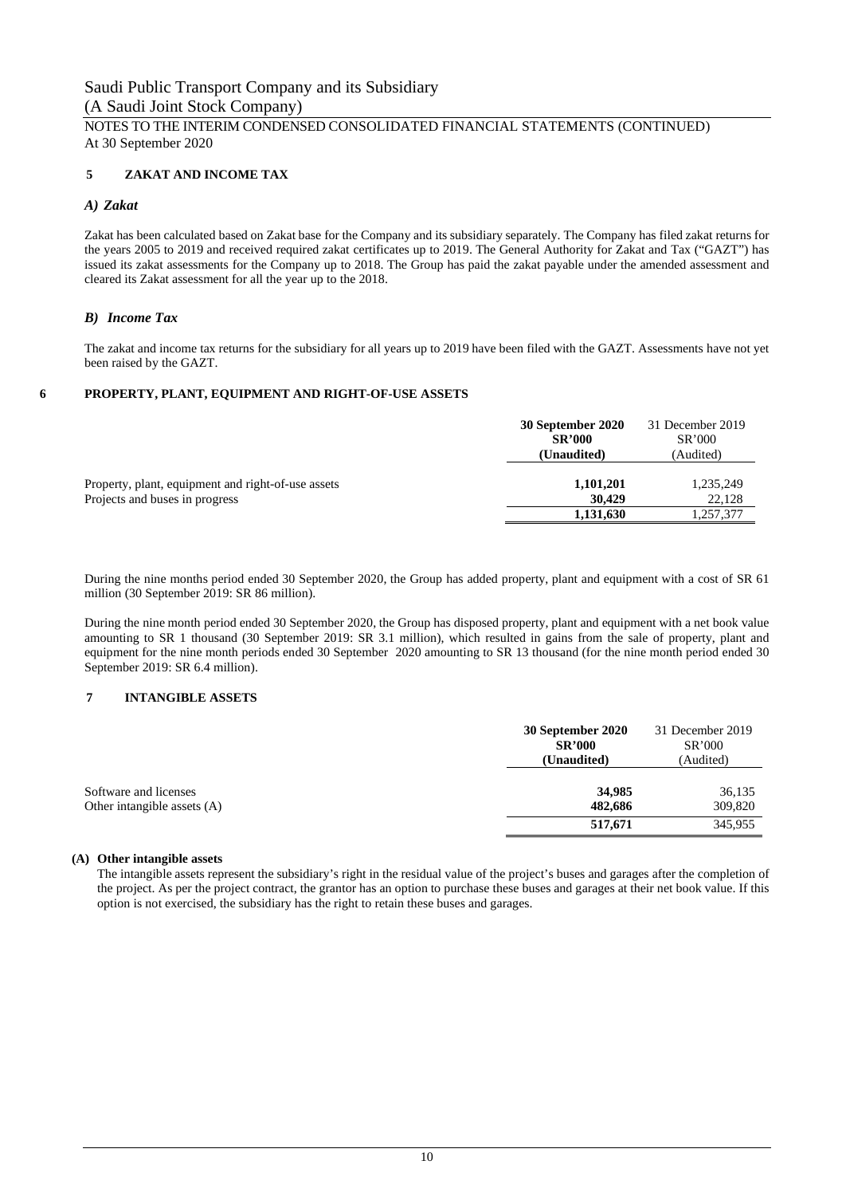Saudi Public Transport Company and its Subsidiary
(A Saudi Joint Stock Company)
NOTES TO THE INTERIM CONDENSED CONSOLIDATED FINANCIAL STATEMENTS (CONTINUED)
At 30 September 2020

## 5 ZAKAT AND INCOME TAX

### *A) Zakat*

Zakat has been calculated based on Zakat base for the Company and its subsidiary separately. The Company has filed zakat returns for the years 2005 to 2019 and received required zakat certificates up to 2019. The General Authority for Zakat and Tax ("GAZT") has issued its zakat assessments for the Company up to 2018. The Group has paid the zakat payable under the amended assessment and cleared its Zakat assessment for all the year up to the 2018.

### *B) Income Tax*

The zakat and income tax returns for the subsidiary for all years up to 2019 have been filed with the GAZT. Assessments have not yet been raised by the GAZT.

## 6 PROPERTY, PLANT, EQUIPMENT AND RIGHT-OF-USE ASSETS

| | **30 September 2020 SR'000 (Unaudited)** | 31 December 2019 SR'000 (Audited) |
|---|---|---|
| Property, plant, equipment and right-of-use assets | **1,101,201** | 1,235,249 |
| Projects and buses in progress | **30,429** | 22,128 |
| | **1,131,630** | 1,257,377 |

During the nine months period ended 30 September 2020, the Group has added property, plant and equipment with a cost of SR 61 million (30 September 2019: SR 86 million).

During the nine month period ended 30 September 2020, the Group has disposed property, plant and equipment with a net book value amounting to SR 1 thousand (30 September 2019: SR 3.1 million), which resulted in gains from the sale of property, plant and equipment for the nine month periods ended 30 September 2020 amounting to SR 13 thousand (for the nine month period ended 30 September 2019: SR 6.4 million).

## 7 INTANGIBLE ASSETS

| | **30 September 2020 SR'000 (Unaudited)** | 31 December 2019 SR'000 (Audited) |
|---|---|---|
| Software and licenses | **34,985** | 36,135 |
| Other intangible assets (A) | **482,686** | 309,820 |
| | **517,671** | 345,955 |

**(A) Other intangible assets**

The intangible assets represent the subsidiary's right in the residual value of the project's buses and garages after the completion of the project. As per the project contract, the grantor has an option to purchase these buses and garages at their net book value. If this option is not exercised, the subsidiary has the right to retain these buses and garages.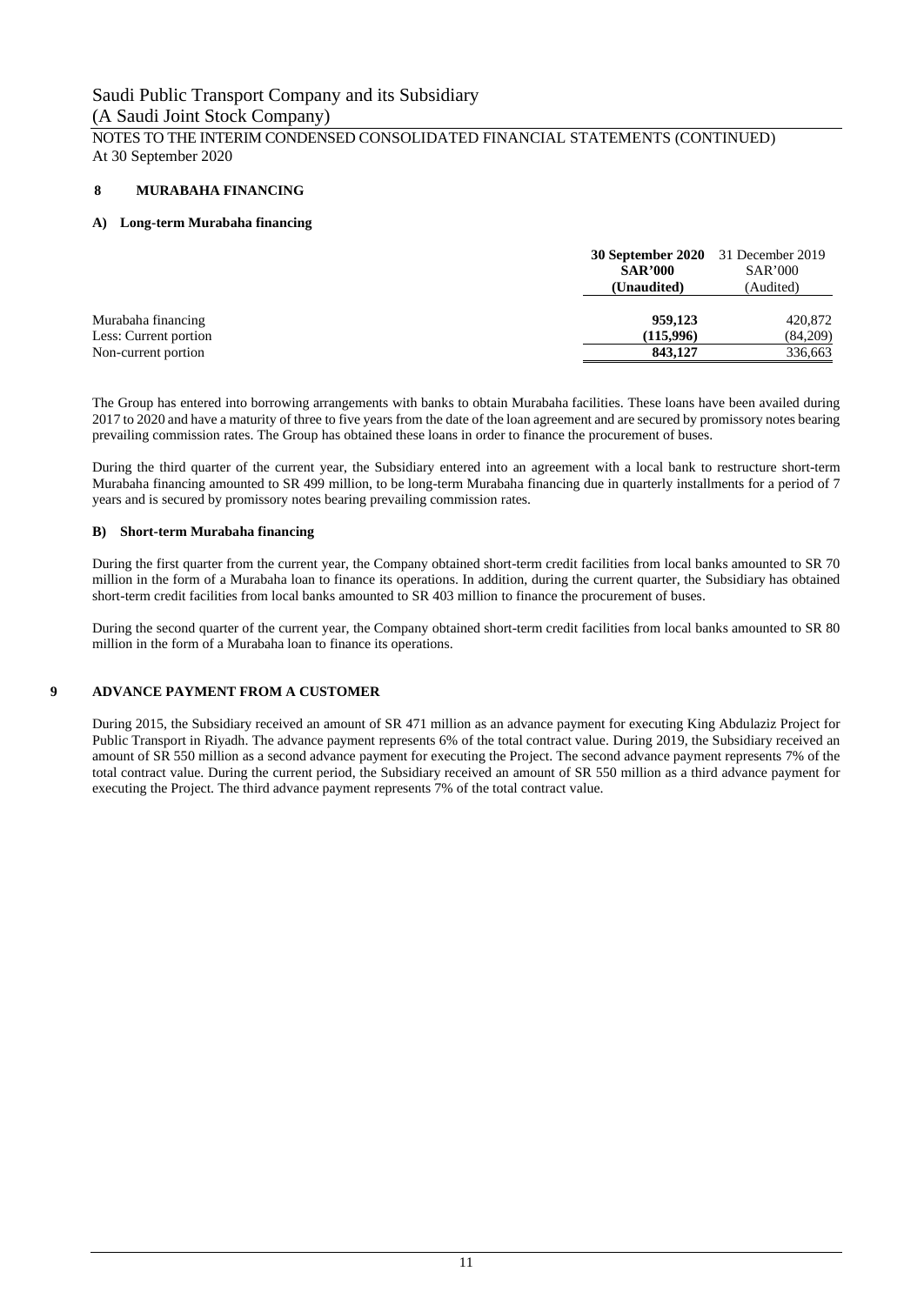## 8 MURABAHA FINANCING

### A) Long-term Murabaha financing

| | **30 September 2020 SAR'000 (Unaudited)** | 31 December 2019 SAR'000 (Audited) |
|---|---|---|
| Murabaha financing | **959,123** | 420,872 |
| Less: Current portion | **(115,996)** | (84,209) |
| Non-current portion | **843,127** | 336,663 |

The Group has entered into borrowing arrangements with banks to obtain Murabaha facilities. These loans have been availed during 2017 to 2020 and have a maturity of three to five years from the date of the loan agreement and are secured by promissory notes bearing prevailing commission rates. The Group has obtained these loans in order to finance the procurement of buses.

During the third quarter of the current year, the Subsidiary entered into an agreement with a local bank to restructure short-term Murabaha financing amounted to SR 499 million, to be long-term Murabaha financing due in quarterly installments for a period of 7 years and is secured by promissory notes bearing prevailing commission rates.

### B) Short-term Murabaha financing

During the first quarter from the current year, the Company obtained short-term credit facilities from local banks amounted to SR 70 million in the form of a Murabaha loan to finance its operations. In addition, during the current quarter, the Subsidiary has obtained short-term credit facilities from local banks amounted to SR 403 million to finance the procurement of buses.

During the second quarter of the current year, the Company obtained short-term credit facilities from local banks amounted to SR 80 million in the form of a Murabaha loan to finance its operations.

## 9 ADVANCE PAYMENT FROM A CUSTOMER

During 2015, the Subsidiary received an amount of SR 471 million as an advance payment for executing King Abdulaziz Project for Public Transport in Riyadh. The advance payment represents 6% of the total contract value. During 2019, the Subsidiary received an amount of SR 550 million as a second advance payment for executing the Project. The second advance payment represents 7% of the total contract value. During the current period, the Subsidiary received an amount of SR 550 million as a third advance payment for executing the Project. The third advance payment represents 7% of the total contract value.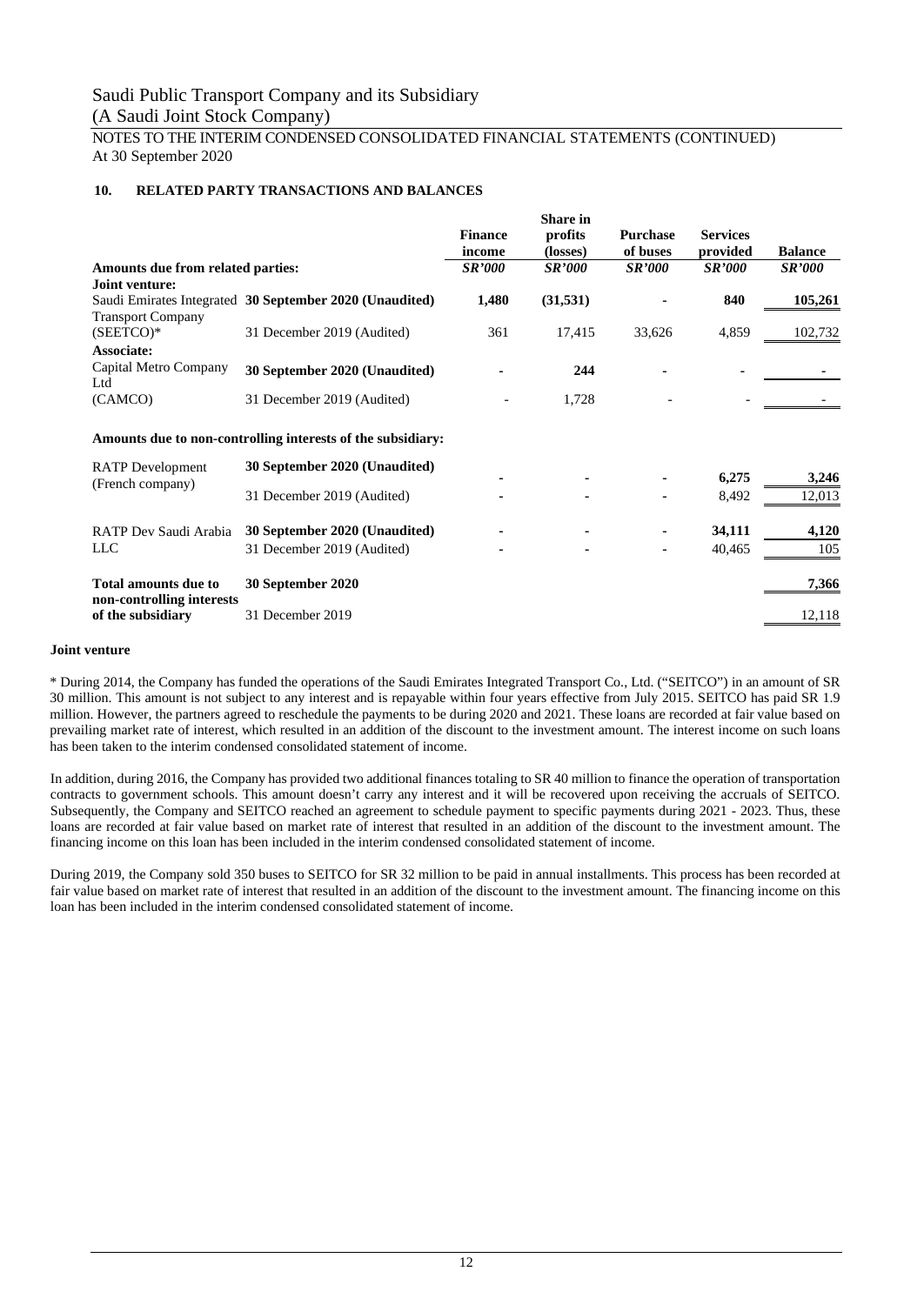Saudi Public Transport Company and its Subsidiary
(A Saudi Joint Stock Company)
NOTES TO THE INTERIM CONDENSED CONSOLIDATED FINANCIAL STATEMENTS (CONTINUED)
At 30 September 2020

## 10. RELATED PARTY TRANSACTIONS AND BALANCES

| | | Finance income | Share in profits (losses) | Purchase of buses | Services provided | Balance |
|---|---|---|---|---|---|---|
| **Amounts due from related parties:** | | ***SR'000*** | ***SR'000*** | ***SR'000*** | ***SR'000*** | ***SR'000*** |
| **Joint venture:** | | | | | | |
| Saudi Emirates Integrated Transport Company (SEETCO)* | **30 September 2020 (Unaudited)** | **1,480** | **(31,531)** | **-** | **840** | **105,261** |
| | 31 December 2019 (Audited) | 361 | 17,415 | 33,626 | 4,859 | 102,732 |
| **Associate:** | | | | | | |
| Capital Metro Company Ltd (CAMCO) | **30 September 2020 (Unaudited)** | **-** | **244** | **-** | **-** | **-** |
| | 31 December 2019 (Audited) | - | 1,728 | - | - | - |
| **Amounts due to non-controlling interests of the subsidiary:** | | | | | | |
| RATP Development (French company) | **30 September 2020 (Unaudited)** | **-** | **-** | **-** | **6,275** | **3,246** |
| | 31 December 2019 (Audited) | - | - | - | 8,492 | 12,013 |
| RATP Dev Saudi Arabia LLC | **30 September 2020 (Unaudited)** | **-** | **-** | **-** | **34,111** | **4,120** |
| | 31 December 2019 (Audited) | - | - | - | 40,465 | 105 |
| **Total amounts due to non-controlling interests of the subsidiary** | **30 September 2020** | | | | | **7,366** |
| | 31 December 2019 | | | | | 12,118 |

**Joint venture**

* During 2014, the Company has funded the operations of the Saudi Emirates Integrated Transport Co., Ltd. ("SEITCO") in an amount of SR 30 million. This amount is not subject to any interest and is repayable within four years effective from July 2015. SEITCO has paid SR 1.9 million. However, the partners agreed to reschedule the payments to be during 2020 and 2021. These loans are recorded at fair value based on prevailing market rate of interest, which resulted in an addition of the discount to the investment amount. The interest income on such loans has been taken to the interim condensed consolidated statement of income.

In addition, during 2016, the Company has provided two additional finances totaling to SR 40 million to finance the operation of transportation contracts to government schools. This amount doesn't carry any interest and it will be recovered upon receiving the accruals of SEITCO. Subsequently, the Company and SEITCO reached an agreement to schedule payment to specific payments during 2021 - 2023. Thus, these loans are recorded at fair value based on market rate of interest that resulted in an addition of the discount to the investment amount. The financing income on this loan has been included in the interim condensed consolidated statement of income.

During 2019, the Company sold 350 buses to SEITCO for SR 32 million to be paid in annual installments. This process has been recorded at fair value based on market rate of interest that resulted in an addition of the discount to the investment amount. The financing income on this loan has been included in the interim condensed consolidated statement of income.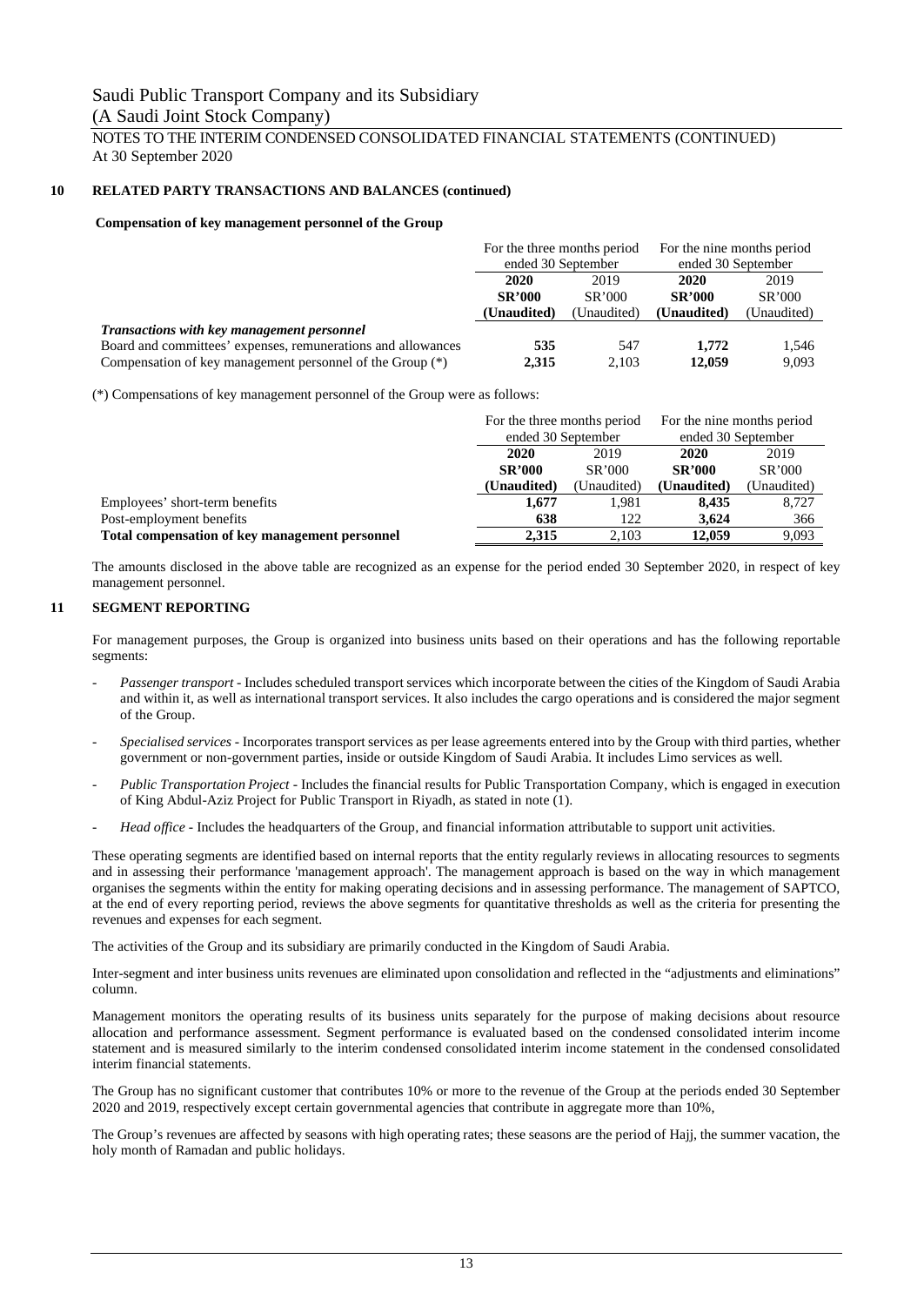Saudi Public Transport Company and its Subsidiary
(A Saudi Joint Stock Company)

NOTES TO THE INTERIM CONDENSED CONSOLIDATED FINANCIAL STATEMENTS (CONTINUED)
At 30 September 2020

## 10 RELATED PARTY TRANSACTIONS AND BALANCES (continued)

**Compensation of key management personnel of the Group**

| | For the three months period ended 30 September | | For the nine months period ended 30 September | |
|---|---|---|---|---|
| | **2020** | 2019 | **2020** | 2019 |
| | **SR'000** | SR'000 | **SR'000** | SR'000 |
| | **(Unaudited)** | (Unaudited) | **(Unaudited)** | (Unaudited) |
| ***Transactions with key management personnel*** | | | | |
| Board and committees' expenses, remunerations and allowances | **535** | 547 | **1,772** | 1,546 |
| Compensation of key management personnel of the Group (*) | **2,315** | 2,103 | **12,059** | 9,093 |

(*) Compensations of key management personnel of the Group were as follows:

| | For the three months period ended 30 September | | For the nine months period ended 30 September | |
|---|---|---|---|---|
| | **2020** | 2019 | **2020** | 2019 |
| | **SR'000** | SR'000 | **SR'000** | SR'000 |
| | **(Unaudited)** | (Unaudited) | **(Unaudited)** | (Unaudited) |
| Employees' short-term benefits | **1,677** | 1,981 | **8,435** | 8,727 |
| Post-employment benefits | **638** | 122 | **3,624** | 366 |
| **Total compensation of key management personnel** | **2,315** | 2,103 | **12,059** | 9,093 |

The amounts disclosed in the above table are recognized as an expense for the period ended 30 September 2020, in respect of key management personnel.

## 11 SEGMENT REPORTING

For management purposes, the Group is organized into business units based on their operations and has the following reportable segments:

- *Passenger transport* - Includes scheduled transport services which incorporate between the cities of the Kingdom of Saudi Arabia and within it, as well as international transport services. It also includes the cargo operations and is considered the major segment of the Group.
- *Specialised services* - Incorporates transport services as per lease agreements entered into by the Group with third parties, whether government or non-government parties, inside or outside Kingdom of Saudi Arabia. It includes Limo services as well.
- *Public Transportation Project* - Includes the financial results for Public Transportation Company, which is engaged in execution of King Abdul-Aziz Project for Public Transport in Riyadh, as stated in note (1).
- *Head office* - Includes the headquarters of the Group, and financial information attributable to support unit activities.

These operating segments are identified based on internal reports that the entity regularly reviews in allocating resources to segments and in assessing their performance 'management approach'. The management approach is based on the way in which management organises the segments within the entity for making operating decisions and in assessing performance. The management of SAPTCO, at the end of every reporting period, reviews the above segments for quantitative thresholds as well as the criteria for presenting the revenues and expenses for each segment.

The activities of the Group and its subsidiary are primarily conducted in the Kingdom of Saudi Arabia.

Inter-segment and inter business units revenues are eliminated upon consolidation and reflected in the "adjustments and eliminations" column.

Management monitors the operating results of its business units separately for the purpose of making decisions about resource allocation and performance assessment. Segment performance is evaluated based on the condensed consolidated interim income statement and is measured similarly to the interim condensed consolidated interim income statement in the condensed consolidated interim financial statements.

The Group has no significant customer that contributes 10% or more to the revenue of the Group at the periods ended 30 September 2020 and 2019, respectively except certain governmental agencies that contribute in aggregate more than 10%,

The Group's revenues are affected by seasons with high operating rates; these seasons are the period of Hajj, the summer vacation, the holy month of Ramadan and public holidays.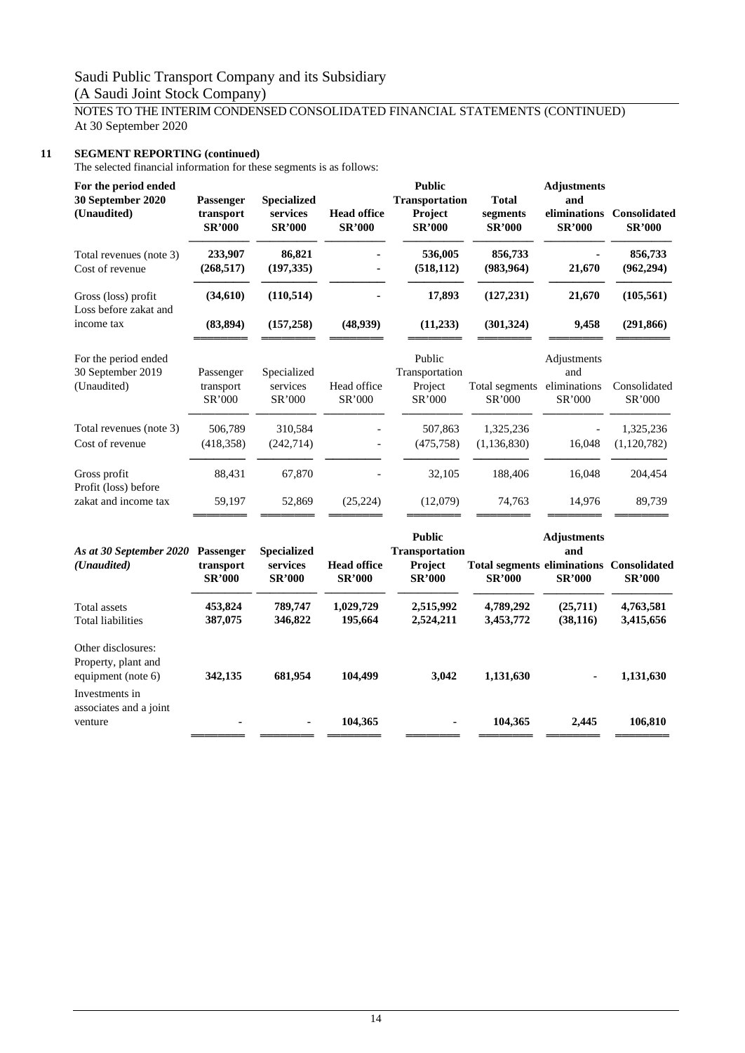Saudi Public Transport Company and its Subsidiary
(A Saudi Joint Stock Company)
NOTES TO THE INTERIM CONDENSED CONSOLIDATED FINANCIAL STATEMENTS (CONTINUED)
At 30 September 2020

## 11 SEGMENT REPORTING (continued)

The selected financial information for these segments is as follows:

| **For the period ended 30 September 2020 (Unaudited)** | **Passenger transport SR'000** | **Specialized services SR'000** | **Head office SR'000** | **Public Transportation Project SR'000** | **Total segments SR'000** | **Adjustments and eliminations SR'000** | **Consolidated SR'000** |
|---|---|---|---|---|---|---|---|
| Total revenues (note 3) | **233,907** | **86,821** | **-** | **536,005** | **856,733** | **-** | **856,733** |
| Cost of revenue | **(268,517)** | **(197,335)** | **-** | **(518,112)** | **(983,964)** | **21,670** | **(962,294)** |
| Gross (loss) profit | **(34,610)** | **(110,514)** | **-** | **17,893** | **(127,231)** | **21,670** | **(105,561)** |
| Loss before zakat and income tax | **(83,894)** | **(157,258)** | **(48,939)** | **(11,233)** | **(301,324)** | **9,458** | **(291,866)** |

| For the period ended 30 September 2019 (Unaudited) | Passenger transport SR'000 | Specialized services SR'000 | Head office SR'000 | Public Transportation Project SR'000 | Total segments SR'000 | Adjustments and eliminations SR'000 | Consolidated SR'000 |
|---|---|---|---|---|---|---|---|
| Total revenues (note 3) | 506,789 | 310,584 | - | 507,863 | 1,325,236 | - | 1,325,236 |
| Cost of revenue | (418,358) | (242,714) | - | (475,758) | (1,136,830) | 16,048 | (1,120,782) |
| Gross profit | 88,431 | 67,870 | - | 32,105 | 188,406 | 16,048 | 204,454 |
| Profit (loss) before zakat and income tax | 59,197 | 52,869 | (25,224) | (12,079) | 74,763 | 14,976 | 89,739 |

| ***As at 30 September 2020 (Unaudited)*** | **Passenger transport SR'000** | **Specialized services SR'000** | **Head office SR'000** | **Public Transportation Project SR'000** | **Total segments SR'000** | **Adjustments and eliminations SR'000** | **Consolidated SR'000** |
|---|---|---|---|---|---|---|---|
| Total assets | **453,824** | **789,747** | **1,029,729** | **2,515,992** | **4,789,292** | **(25,711)** | **4,763,581** |
| Total liabilities | **387,075** | **346,822** | **195,664** | **2,524,211** | **3,453,772** | **(38,116)** | **3,415,656** |
| Other disclosures: | | | | | | | |
| Property, plant and equipment (note 6) | **342,135** | **681,954** | **104,499** | **3,042** | **1,131,630** | **-** | **1,131,630** |
| Investments in associates and a joint venture | **-** | **-** | **104,365** | **-** | **104,365** | **2,445** | **106,810** |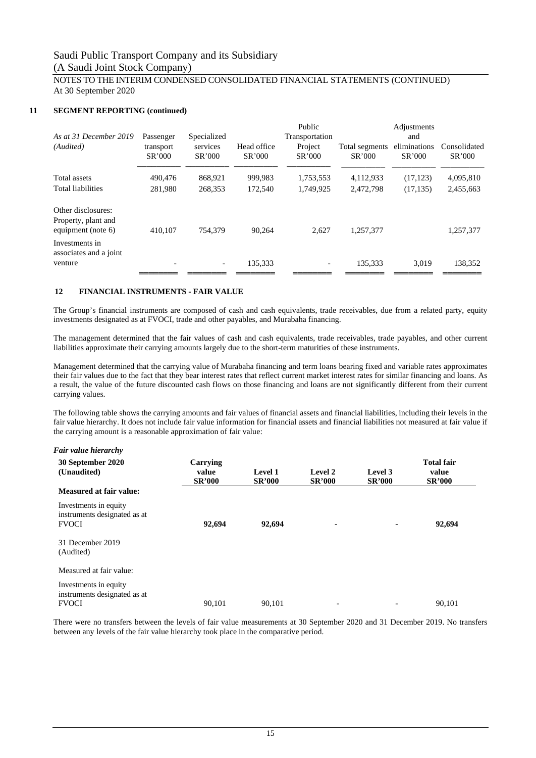## 11 SEGMENT REPORTING (continued)

| *As at 31 December 2019 (Audited)* | Passenger transport SR'000 | Specialized services SR'000 | Head office SR'000 | Public Transportation Project SR'000 | Total segments SR'000 | Adjustments and eliminations SR'000 | Consolidated SR'000 |
|---|---|---|---|---|---|---|---|
| Total assets | 490,476 | 868,921 | 999,983 | 1,753,553 | 4,112,933 | (17,123) | 4,095,810 |
| Total liabilities | 281,980 | 268,353 | 172,540 | 1,749,925 | 2,472,798 | (17,135) | 2,455,663 |
| Other disclosures: Property, plant and equipment (note 6) | 410,107 | 754,379 | 90,264 | 2,627 | 1,257,377 | | 1,257,377 |
| Investments in associates and a joint venture | - | - | 135,333 | - | 135,333 | 3,019 | 138,352 |

## 12 FINANCIAL INSTRUMENTS - FAIR VALUE

The Group's financial instruments are composed of cash and cash equivalents, trade receivables, due from a related party, equity investments designated as at FVOCI, trade and other payables, and Murabaha financing.

The management determined that the fair values of cash and cash equivalents, trade receivables, trade payables, and other current liabilities approximate their carrying amounts largely due to the short-term maturities of these instruments.

Management determined that the carrying value of Murabaha financing and term loans bearing fixed and variable rates approximates their fair values due to the fact that they bear interest rates that reflect current market interest rates for similar financing and loans. As a result, the value of the future discounted cash flows on those financing and loans are not significantly different from their current carrying values.

The following table shows the carrying amounts and fair values of financial assets and financial liabilities, including their levels in the fair value hierarchy. It does not include fair value information for financial assets and financial liabilities not measured at fair value if the carrying amount is a reasonable approximation of fair value:

***Fair value hierarchy***

| **30 September 2020 (Unaudited)** | **Carrying value SR'000** | **Level 1 SR'000** | **Level 2 SR'000** | **Level 3 SR'000** | **Total fair value SR'000** |
|---|---|---|---|---|---|
| **Measured at fair value:** | | | | | |
| Investments in equity instruments designated as at FVOCI | **92,694** | **92,694** | **-** | **-** | **92,694** |
| 31 December 2019 (Audited) | | | | | |
| Measured at fair value: | | | | | |
| Investments in equity instruments designated as at FVOCI | 90,101 | 90,101 | - | - | 90,101 |

There were no transfers between the levels of fair value measurements at 30 September 2020 and 31 December 2019. No transfers between any levels of the fair value hierarchy took place in the comparative period.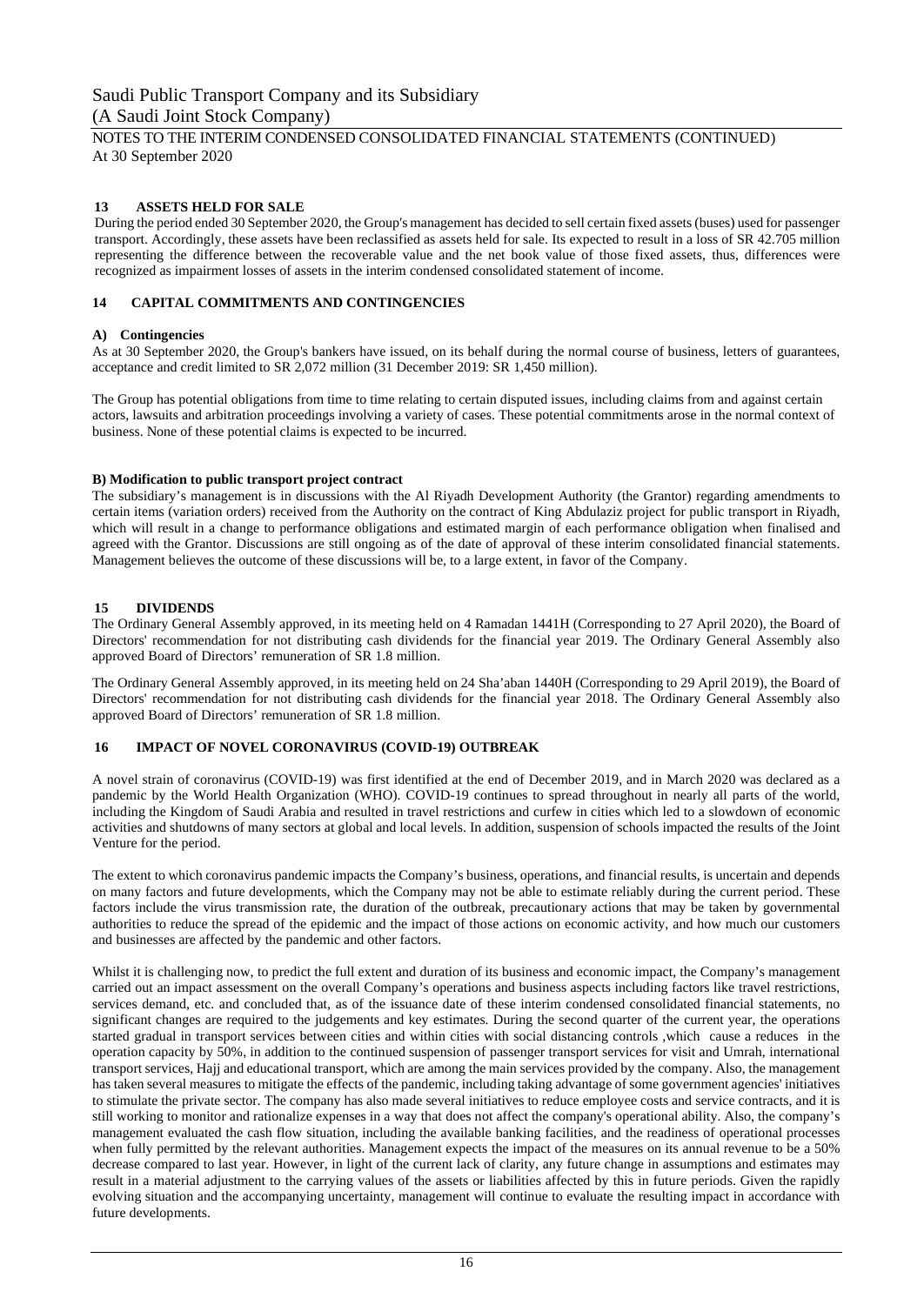## 13 ASSETS HELD FOR SALE

During the period ended 30 September 2020, the Group's management has decided to sell certain fixed assets (buses) used for passenger transport. Accordingly, these assets have been reclassified as assets held for sale. Its expected to result in a loss of SR 42.705 million representing the difference between the recoverable value and the net book value of those fixed assets, thus, differences were recognized as impairment losses of assets in the interim condensed consolidated statement of income.

## 14 CAPITAL COMMITMENTS AND CONTINGENCIES

### A) Contingencies

As at 30 September 2020, the Group's bankers have issued, on its behalf during the normal course of business, letters of guarantees, acceptance and credit limited to SR 2,072 million (31 December 2019: SR 1,450 million).

The Group has potential obligations from time to time relating to certain disputed issues, including claims from and against certain actors, lawsuits and arbitration proceedings involving a variety of cases. These potential commitments arose in the normal context of business. None of these potential claims is expected to be incurred.

### B) Modification to public transport project contract

The subsidiary's management is in discussions with the Al Riyadh Development Authority (the Grantor) regarding amendments to certain items (variation orders) received from the Authority on the contract of King Abdulaziz project for public transport in Riyadh, which will result in a change to performance obligations and estimated margin of each performance obligation when finalised and agreed with the Grantor. Discussions are still ongoing as of the date of approval of these interim consolidated financial statements. Management believes the outcome of these discussions will be, to a large extent, in favor of the Company.

## 15 DIVIDENDS

The Ordinary General Assembly approved, in its meeting held on 4 Ramadan 1441H (Corresponding to 27 April 2020), the Board of Directors' recommendation for not distributing cash dividends for the financial year 2019. The Ordinary General Assembly also approved Board of Directors' remuneration of SR 1.8 million.

The Ordinary General Assembly approved, in its meeting held on 24 Sha'aban 1440H (Corresponding to 29 April 2019), the Board of Directors' recommendation for not distributing cash dividends for the financial year 2018. The Ordinary General Assembly also approved Board of Directors' remuneration of SR 1.8 million.

## 16 IMPACT OF NOVEL CORONAVIRUS (COVID-19) OUTBREAK

A novel strain of coronavirus (COVID-19) was first identified at the end of December 2019, and in March 2020 was declared as a pandemic by the World Health Organization (WHO). COVID-19 continues to spread throughout in nearly all parts of the world, including the Kingdom of Saudi Arabia and resulted in travel restrictions and curfew in cities which led to a slowdown of economic activities and shutdowns of many sectors at global and local levels. In addition, suspension of schools impacted the results of the Joint Venture for the period.

The extent to which coronavirus pandemic impacts the Company's business, operations, and financial results, is uncertain and depends on many factors and future developments, which the Company may not be able to estimate reliably during the current period. These factors include the virus transmission rate, the duration of the outbreak, precautionary actions that may be taken by governmental authorities to reduce the spread of the epidemic and the impact of those actions on economic activity, and how much our customers and businesses are affected by the pandemic and other factors.

Whilst it is challenging now, to predict the full extent and duration of its business and economic impact, the Company's management carried out an impact assessment on the overall Company's operations and business aspects including factors like travel restrictions, services demand, etc. and concluded that, as of the issuance date of these interim condensed consolidated financial statements, no significant changes are required to the judgements and key estimates. During the second quarter of the current year, the operations started gradual in transport services between cities and within cities with social distancing controls ,which cause a reduces in the operation capacity by 50%, in addition to the continued suspension of passenger transport services for visit and Umrah, international transport services, Hajj and educational transport, which are among the main services provided by the company. Also, the management has taken several measures to mitigate the effects of the pandemic, including taking advantage of some government agencies' initiatives to stimulate the private sector. The company has also made several initiatives to reduce employee costs and service contracts, and it is still working to monitor and rationalize expenses in a way that does not affect the company's operational ability. Also, the company's management evaluated the cash flow situation, including the available banking facilities, and the readiness of operational processes when fully permitted by the relevant authorities. Management expects the impact of the measures on its annual revenue to be a 50% decrease compared to last year. However, in light of the current lack of clarity, any future change in assumptions and estimates may result in a material adjustment to the carrying values of the assets or liabilities affected by this in future periods. Given the rapidly evolving situation and the accompanying uncertainty, management will continue to evaluate the resulting impact in accordance with future developments.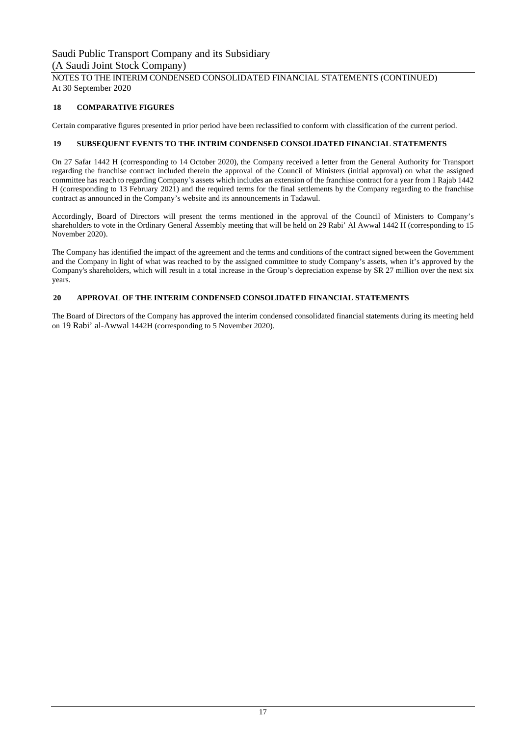## 18 COMPARATIVE FIGURES

Certain comparative figures presented in prior period have been reclassified to conform with classification of the current period.

## 19 SUBSEQUENT EVENTS TO THE INTRIM CONDENSED CONSOLIDATED FINANCIAL STATEMENTS

On 27 Safar 1442 H (corresponding to 14 October 2020), the Company received a letter from the General Authority for Transport regarding the franchise contract included therein the approval of the Council of Ministers (initial approval) on what the assigned committee has reach to regarding Company's assets which includes an extension of the franchise contract for a year from 1 Rajab 1442 H (corresponding to 13 February 2021) and the required terms for the final settlements by the Company regarding to the franchise contract as announced in the Company's website and its announcements in Tadawul.

Accordingly, Board of Directors will present the terms mentioned in the approval of the Council of Ministers to Company's shareholders to vote in the Ordinary General Assembly meeting that will be held on 29 Rabi' Al Awwal 1442 H (corresponding to 15 November 2020).

The Company has identified the impact of the agreement and the terms and conditions of the contract signed between the Government and the Company in light of what was reached to by the assigned committee to study Company's assets, when it's approved by the Company's shareholders, which will result in a total increase in the Group's depreciation expense by SR 27 million over the next six years.

## 20 APPROVAL OF THE INTERIM CONDENSED CONSOLIDATED FINANCIAL STATEMENTS

The Board of Directors of the Company has approved the interim condensed consolidated financial statements during its meeting held on 19 Rabi' al-Awwal 1442H (corresponding to 5 November 2020).